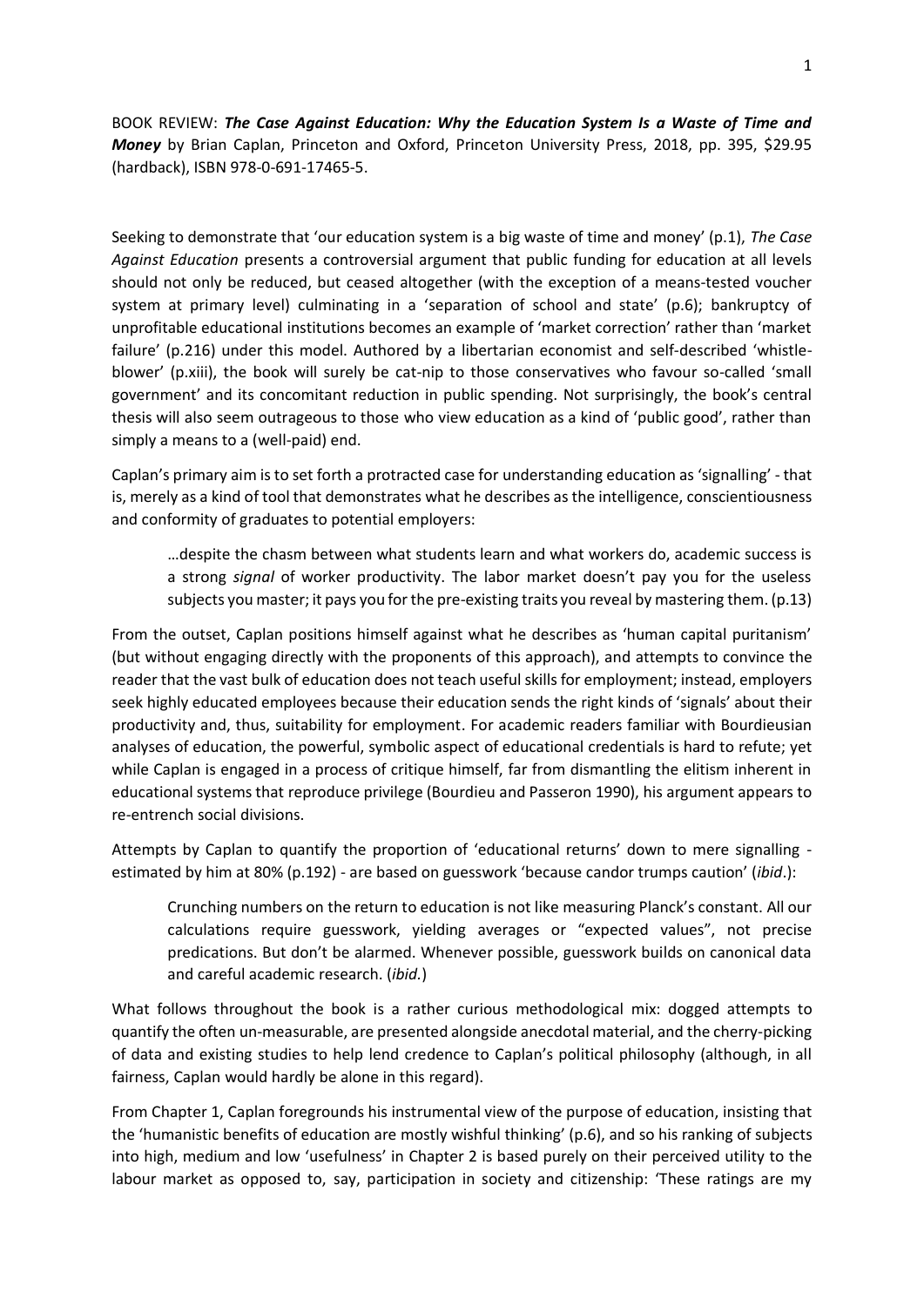BOOK REVIEW: ***The Case Against Education: Why the Education System Is a Waste of Time and Money*** by Brian Caplan, Princeton and Oxford, Princeton University Press, 2018, pp. 395, $29.95 (hardback), ISBN 978-0-691-17465-5.

Seeking to demonstrate that 'our education system is a big waste of time and money' (p.1), *The Case Against Education* presents a controversial argument that public funding for education at all levels should not only be reduced, but ceased altogether (with the exception of a means-tested voucher system at primary level) culminating in a 'separation of school and state' (p.6); bankruptcy of unprofitable educational institutions becomes an example of 'market correction' rather than 'market failure' (p.216) under this model. Authored by a libertarian economist and self-described 'whistle-blower' (p.xiii), the book will surely be cat-nip to those conservatives who favour so-called 'small government' and its concomitant reduction in public spending. Not surprisingly, the book's central thesis will also seem outrageous to those who view education as a kind of 'public good', rather than simply a means to a (well-paid) end.

Caplan's primary aim is to set forth a protracted case for understanding education as 'signalling' - that is, merely as a kind of tool that demonstrates what he describes as the intelligence, conscientiousness and conformity of graduates to potential employers:

> …despite the chasm between what students learn and what workers do, academic success is a strong *signal* of worker productivity. The labor market doesn't pay you for the useless subjects you master; it pays you for the pre-existing traits you reveal by mastering them. (p.13)

From the outset, Caplan positions himself against what he describes as 'human capital puritanism' (but without engaging directly with the proponents of this approach), and attempts to convince the reader that the vast bulk of education does not teach useful skills for employment; instead, employers seek highly educated employees because their education sends the right kinds of 'signals' about their productivity and, thus, suitability for employment. For academic readers familiar with Bourdieusian analyses of education, the powerful, symbolic aspect of educational credentials is hard to refute; yet while Caplan is engaged in a process of critique himself, far from dismantling the elitism inherent in educational systems that reproduce privilege (Bourdieu and Passeron 1990), his argument appears to re-entrench social divisions.

Attempts by Caplan to quantify the proportion of 'educational returns' down to mere signalling - estimated by him at 80% (p.192) - are based on guesswork 'because candor trumps caution' (*ibid*.):

> Crunching numbers on the return to education is not like measuring Planck's constant. All our calculations require guesswork, yielding averages or "expected values", not precise predications. But don't be alarmed. Whenever possible, guesswork builds on canonical data and careful academic research. (*ibid.*)

What follows throughout the book is a rather curious methodological mix: dogged attempts to quantify the often un-measurable, are presented alongside anecdotal material, and the cherry-picking of data and existing studies to help lend credence to Caplan's political philosophy (although, in all fairness, Caplan would hardly be alone in this regard).

From Chapter 1, Caplan foregrounds his instrumental view of the purpose of education, insisting that the 'humanistic benefits of education are mostly wishful thinking' (p.6), and so his ranking of subjects into high, medium and low 'usefulness' in Chapter 2 is based purely on their perceived utility to the labour market as opposed to, say, participation in society and citizenship: 'These ratings are my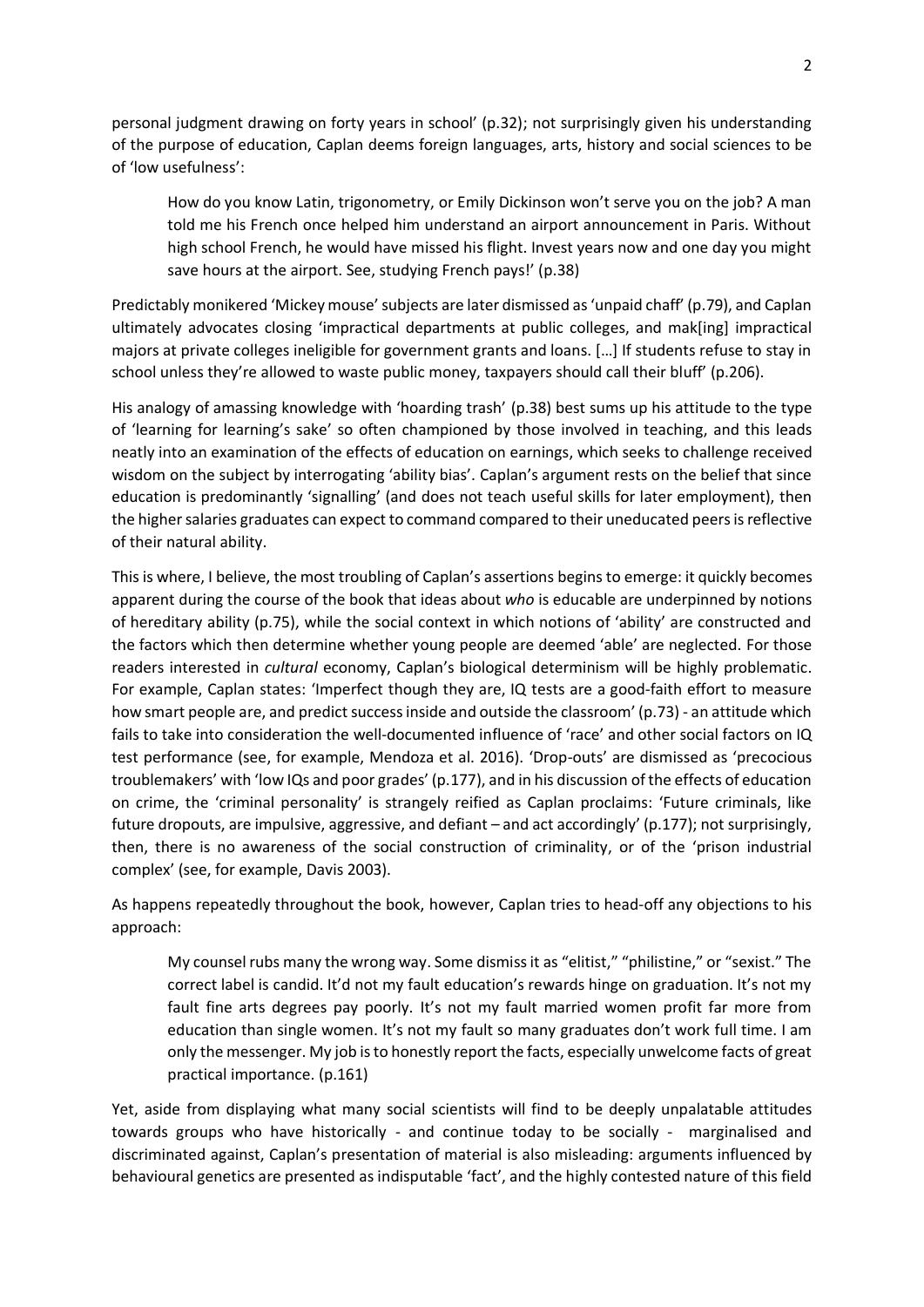personal judgment drawing on forty years in school' (p.32); not surprisingly given his understanding of the purpose of education, Caplan deems foreign languages, arts, history and social sciences to be of 'low usefulness':

> How do you know Latin, trigonometry, or Emily Dickinson won't serve you on the job? A man told me his French once helped him understand an airport announcement in Paris. Without high school French, he would have missed his flight. Invest years now and one day you might save hours at the airport. See, studying French pays!' (p.38)

Predictably monikered 'Mickey mouse' subjects are later dismissed as 'unpaid chaff' (p.79), and Caplan ultimately advocates closing 'impractical departments at public colleges, and mak[ing] impractical majors at private colleges ineligible for government grants and loans. […] If students refuse to stay in school unless they're allowed to waste public money, taxpayers should call their bluff' (p.206).

His analogy of amassing knowledge with 'hoarding trash' (p.38) best sums up his attitude to the type of 'learning for learning's sake' so often championed by those involved in teaching, and this leads neatly into an examination of the effects of education on earnings, which seeks to challenge received wisdom on the subject by interrogating 'ability bias'. Caplan's argument rests on the belief that since education is predominantly 'signalling' (and does not teach useful skills for later employment), then the higher salaries graduates can expect to command compared to their uneducated peers is reflective of their natural ability.

This is where, I believe, the most troubling of Caplan's assertions begins to emerge: it quickly becomes apparent during the course of the book that ideas about *who* is educable are underpinned by notions of hereditary ability (p.75), while the social context in which notions of 'ability' are constructed and the factors which then determine whether young people are deemed 'able' are neglected. For those readers interested in *cultural* economy, Caplan's biological determinism will be highly problematic. For example, Caplan states: 'Imperfect though they are, IQ tests are a good-faith effort to measure how smart people are, and predict success inside and outside the classroom' (p.73) - an attitude which fails to take into consideration the well-documented influence of 'race' and other social factors on IQ test performance (see, for example, Mendoza et al. 2016). 'Drop-outs' are dismissed as 'precocious troublemakers' with 'low IQs and poor grades' (p.177), and in his discussion of the effects of education on crime, the 'criminal personality' is strangely reified as Caplan proclaims: 'Future criminals, like future dropouts, are impulsive, aggressive, and defiant – and act accordingly' (p.177); not surprisingly, then, there is no awareness of the social construction of criminality, or of the 'prison industrial complex' (see, for example, Davis 2003).

As happens repeatedly throughout the book, however, Caplan tries to head-off any objections to his approach:

> My counsel rubs many the wrong way. Some dismiss it as "elitist," "philistine," or "sexist." The correct label is candid. It'd not my fault education's rewards hinge on graduation. It's not my fault fine arts degrees pay poorly. It's not my fault married women profit far more from education than single women. It's not my fault so many graduates don't work full time. I am only the messenger. My job is to honestly report the facts, especially unwelcome facts of great practical importance. (p.161)

Yet, aside from displaying what many social scientists will find to be deeply unpalatable attitudes towards groups who have historically - and continue today to be socially - marginalised and discriminated against, Caplan's presentation of material is also misleading: arguments influenced by behavioural genetics are presented as indisputable 'fact', and the highly contested nature of this field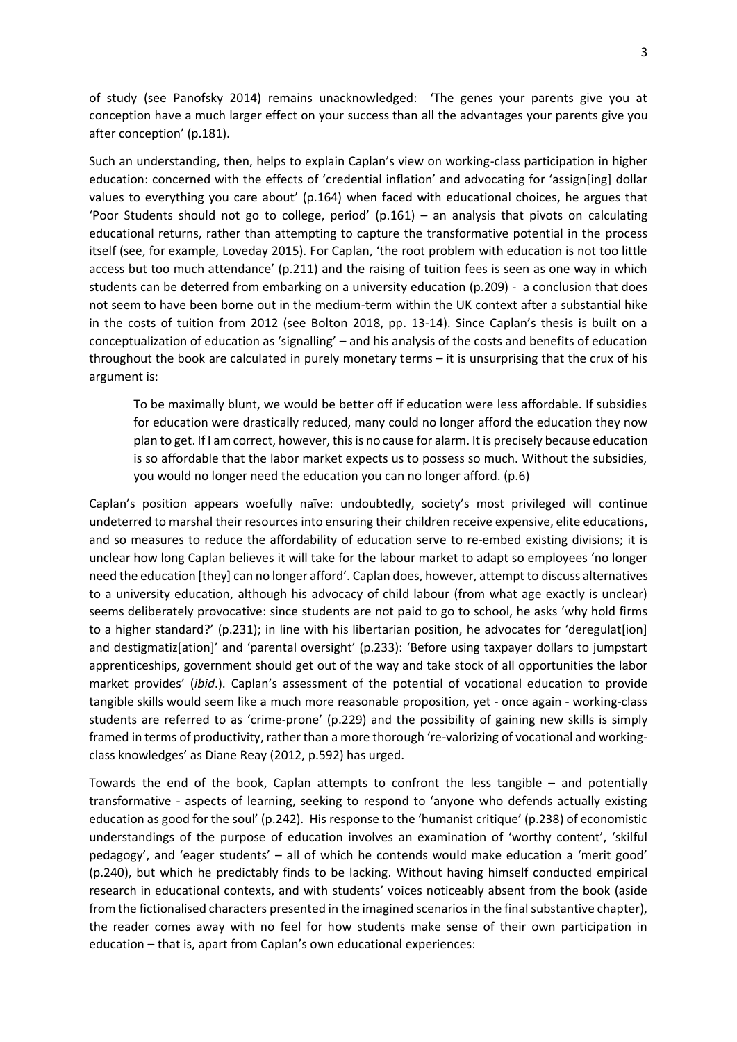of study (see Panofsky 2014) remains unacknowledged: 'The genes your parents give you at conception have a much larger effect on your success than all the advantages your parents give you after conception' (p.181).

Such an understanding, then, helps to explain Caplan's view on working-class participation in higher education: concerned with the effects of 'credential inflation' and advocating for 'assign[ing] dollar values to everything you care about' (p.164) when faced with educational choices, he argues that 'Poor Students should not go to college, period' (p.161) – an analysis that pivots on calculating educational returns, rather than attempting to capture the transformative potential in the process itself (see, for example, Loveday 2015). For Caplan, 'the root problem with education is not too little access but too much attendance' (p.211) and the raising of tuition fees is seen as one way in which students can be deterred from embarking on a university education (p.209) - a conclusion that does not seem to have been borne out in the medium-term within the UK context after a substantial hike in the costs of tuition from 2012 (see Bolton 2018, pp. 13-14). Since Caplan's thesis is built on a conceptualization of education as 'signalling' – and his analysis of the costs and benefits of education throughout the book are calculated in purely monetary terms – it is unsurprising that the crux of his argument is:

> To be maximally blunt, we would be better off if education were less affordable. If subsidies for education were drastically reduced, many could no longer afford the education they now plan to get. If I am correct, however, this is no cause for alarm. It is precisely because education is so affordable that the labor market expects us to possess so much. Without the subsidies, you would no longer need the education you can no longer afford. (p.6)

Caplan's position appears woefully naïve: undoubtedly, society's most privileged will continue undeterred to marshal their resources into ensuring their children receive expensive, elite educations, and so measures to reduce the affordability of education serve to re-embed existing divisions; it is unclear how long Caplan believes it will take for the labour market to adapt so employees 'no longer need the education [they] can no longer afford'. Caplan does, however, attempt to discuss alternatives to a university education, although his advocacy of child labour (from what age exactly is unclear) seems deliberately provocative: since students are not paid to go to school, he asks 'why hold firms to a higher standard?' (p.231); in line with his libertarian position, he advocates for 'deregulat[ion] and destigmatiz[ation]' and 'parental oversight' (p.233): 'Before using taxpayer dollars to jumpstart apprenticeships, government should get out of the way and take stock of all opportunities the labor market provides' (*ibid*.). Caplan's assessment of the potential of vocational education to provide tangible skills would seem like a much more reasonable proposition, yet - once again - working-class students are referred to as 'crime-prone' (p.229) and the possibility of gaining new skills is simply framed in terms of productivity, rather than a more thorough 're-valorizing of vocational and working-class knowledges' as Diane Reay (2012, p.592) has urged.

Towards the end of the book, Caplan attempts to confront the less tangible – and potentially transformative - aspects of learning, seeking to respond to 'anyone who defends actually existing education as good for the soul' (p.242). His response to the 'humanist critique' (p.238) of economistic understandings of the purpose of education involves an examination of 'worthy content', 'skilful pedagogy', and 'eager students' – all of which he contends would make education a 'merit good' (p.240), but which he predictably finds to be lacking. Without having himself conducted empirical research in educational contexts, and with students' voices noticeably absent from the book (aside from the fictionalised characters presented in the imagined scenarios in the final substantive chapter), the reader comes away with no feel for how students make sense of their own participation in education – that is, apart from Caplan's own educational experiences: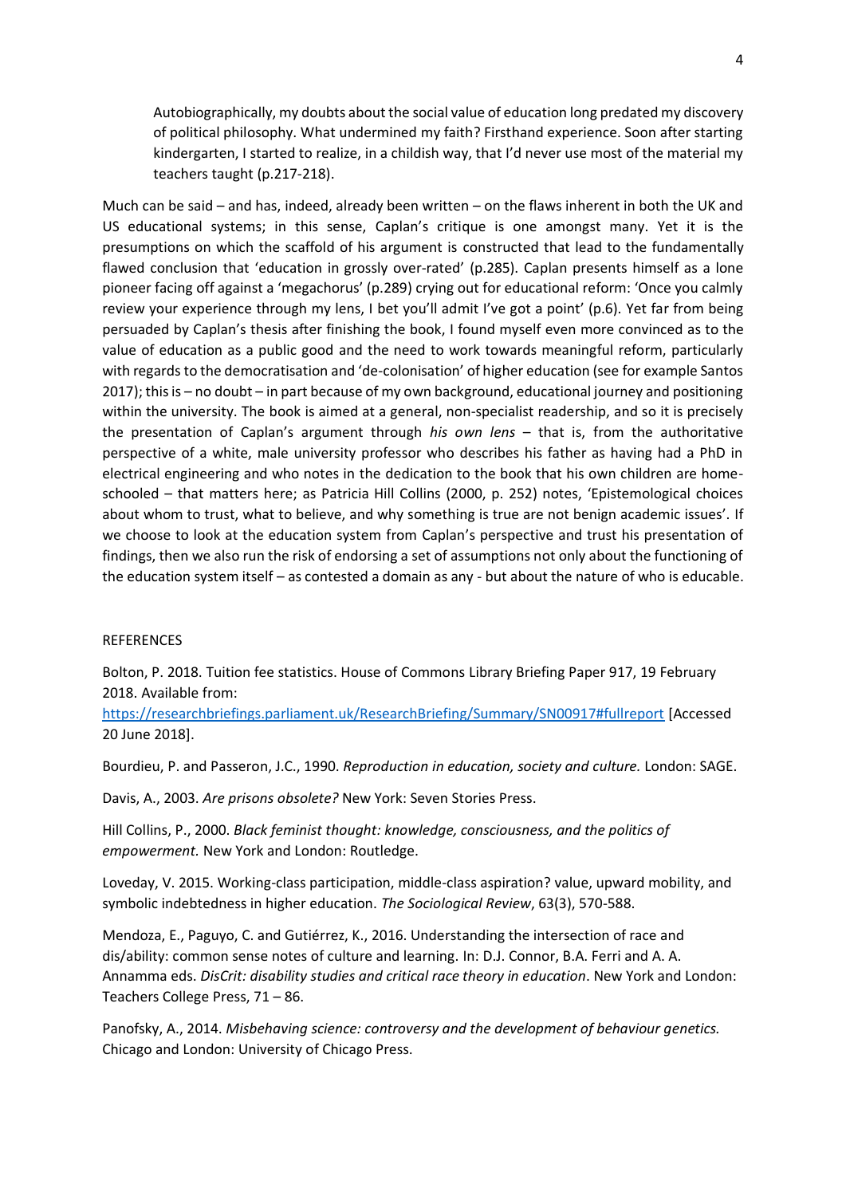> Autobiographically, my doubts about the social value of education long predated my discovery of political philosophy. What undermined my faith? Firsthand experience. Soon after starting kindergarten, I started to realize, in a childish way, that I'd never use most of the material my teachers taught (p.217-218).

Much can be said – and has, indeed, already been written – on the flaws inherent in both the UK and US educational systems; in this sense, Caplan's critique is one amongst many. Yet it is the presumptions on which the scaffold of his argument is constructed that lead to the fundamentally flawed conclusion that 'education in grossly over-rated' (p.285). Caplan presents himself as a lone pioneer facing off against a 'megachorus' (p.289) crying out for educational reform: 'Once you calmly review your experience through my lens, I bet you'll admit I've got a point' (p.6). Yet far from being persuaded by Caplan's thesis after finishing the book, I found myself even more convinced as to the value of education as a public good and the need to work towards meaningful reform, particularly with regards to the democratisation and 'de-colonisation' of higher education (see for example Santos 2017); this is – no doubt – in part because of my own background, educational journey and positioning within the university. The book is aimed at a general, non-specialist readership, and so it is precisely the presentation of Caplan's argument through *his own lens* – that is, from the authoritative perspective of a white, male university professor who describes his father as having had a PhD in electrical engineering and who notes in the dedication to the book that his own children are home-schooled – that matters here; as Patricia Hill Collins (2000, p. 252) notes, 'Epistemological choices about whom to trust, what to believe, and why something is true are not benign academic issues'. If we choose to look at the education system from Caplan's perspective and trust his presentation of findings, then we also run the risk of endorsing a set of assumptions not only about the functioning of the education system itself – as contested a domain as any - but about the nature of who is educable.

## REFERENCES

Bolton, P. 2018. Tuition fee statistics. House of Commons Library Briefing Paper 917, 19 February 2018. Available from: https://researchbriefings.parliament.uk/ResearchBriefing/Summary/SN00917#fullreport [Accessed 20 June 2018].

Bourdieu, P. and Passeron, J.C., 1990. *Reproduction in education, society and culture.* London: SAGE.

Davis, A., 2003. *Are prisons obsolete?* New York: Seven Stories Press.

Hill Collins, P., 2000. *Black feminist thought: knowledge, consciousness, and the politics of empowerment.* New York and London: Routledge.

Loveday, V. 2015. Working-class participation, middle-class aspiration? value, upward mobility, and symbolic indebtedness in higher education. *The Sociological Review*, 63(3), 570-588.

Mendoza, E., Paguyo, C. and Gutiérrez, K., 2016. Understanding the intersection of race and dis/ability: common sense notes of culture and learning. In: D.J. Connor, B.A. Ferri and A. A. Annamma eds. *DisCrit: disability studies and critical race theory in education*. New York and London: Teachers College Press, 71 – 86.

Panofsky, A., 2014. *Misbehaving science: controversy and the development of behaviour genetics.* Chicago and London: University of Chicago Press.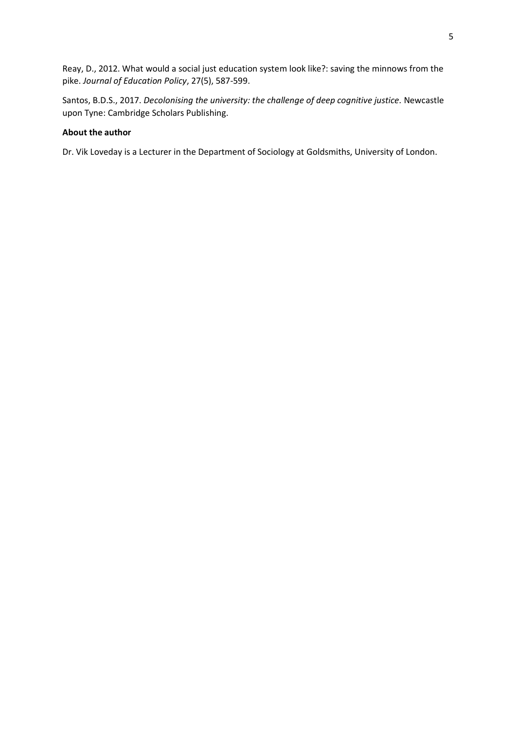Reay, D., 2012. What would a social just education system look like?: saving the minnows from the pike. *Journal of Education Policy*, 27(5), 587-599.

Santos, B.D.S., 2017. *Decolonising the university: the challenge of deep cognitive justice.* Newcastle upon Tyne: Cambridge Scholars Publishing.

**About the author**

Dr. Vik Loveday is a Lecturer in the Department of Sociology at Goldsmiths, University of London.